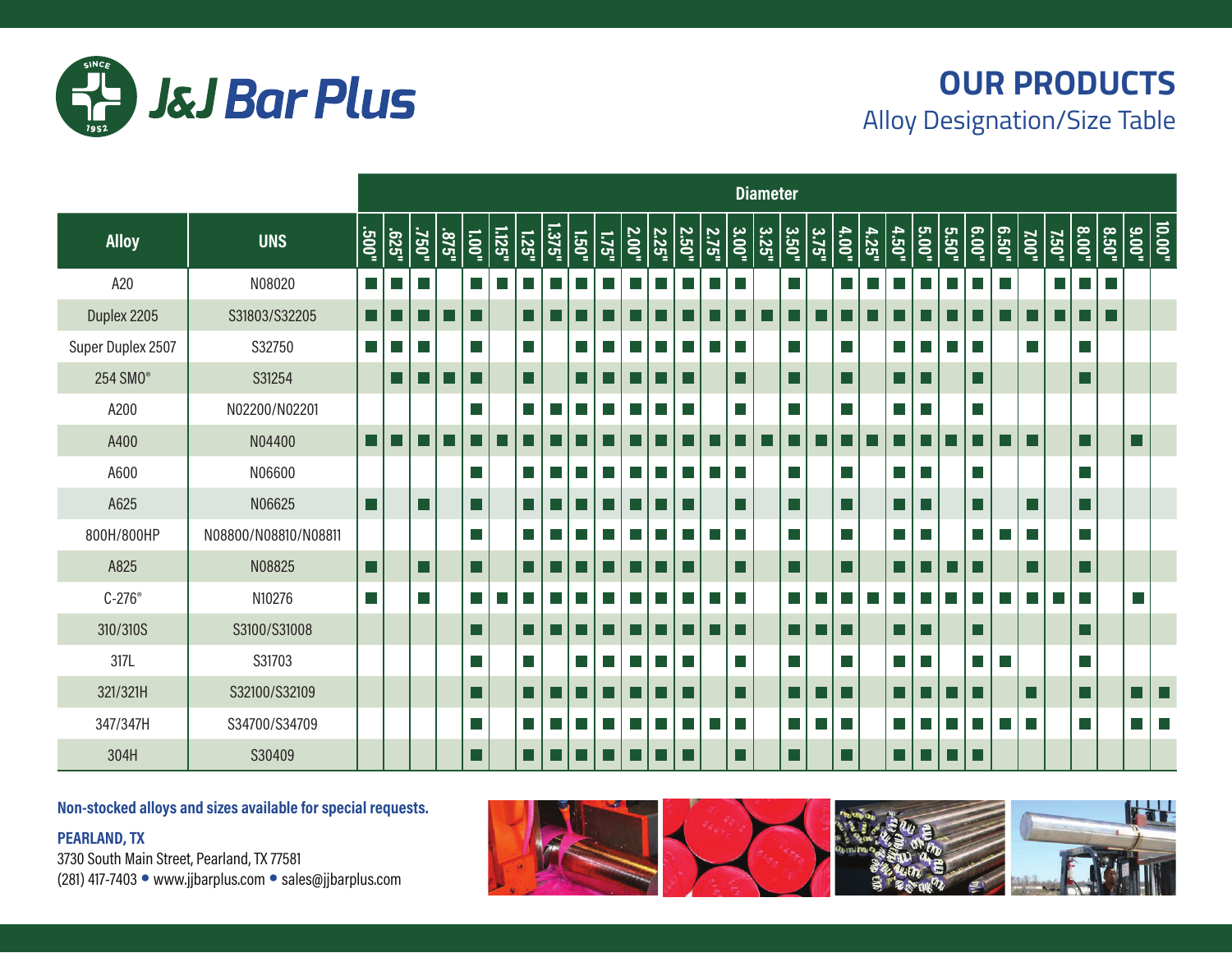# J&J Bar Plus

## OUR PRODUCTS

Alloy Designation/Size Table

| Alloy | UNS | Diameter | | | | | | | | | | | | | | | | | | | | | | | | | | | | | | |
|---|---|---|---|---|---|---|---|---|---|---|---|---|---|---|---|---|---|---|---|---|---|---|---|---|---|---|---|---|---|---|---|---|
| | | .500" | .625" | .750" | .875" | 1.00" | 1.125" | 1.25" | 1.375" | 1.50" | 1.75" | 2.00" | 2.25" | 2.50" | 2.75" | 3.00" | 3.25" | 3.50" | 3.75" | 4.00" | 4.25" | 4.50" | 5.00" | 5.50" | 6.00" | 6.50" | 7.00" | 7.50" | 8.00" | 8.50" | 9.00" | 10.00" |
| A20 | N08020 | ■ | ■ | ■ | | ■ | ■ | ■ | ■ | ■ | ■ | ■ | ■ | ■ | ■ | ■ | | ■ | | ■ | ■ | ■ | ■ | ■ | ■ | ■ | | ■ | ■ | ■ | | |
| Duplex 2205 | S31803/S32205 | ■ | ■ | ■ | ■ | ■ | | ■ | ■ | ■ | ■ | ■ | ■ | ■ | ■ | ■ | ■ | ■ | ■ | ■ | ■ | ■ | ■ | ■ | ■ | ■ | ■ | ■ | ■ | ■ | | |
| Super Duplex 2507 | S32750 | ■ | ■ | ■ | | ■ | | ■ | | ■ | ■ | ■ | ■ | ■ | ■ | ■ | | ■ | | ■ | | ■ | ■ | ■ | ■ | | ■ | | ■ | | | |
| 254 SMO® | S31254 | | ■ | ■ | ■ | ■ | | ■ | | ■ | ■ | ■ | ■ | ■ | | ■ | | ■ | | ■ | | ■ | ■ | | ■ | | | | ■ | | | |
| A200 | N02200/N02201 | | | | | ■ | | ■ | ■ | ■ | ■ | ■ | ■ | ■ | | ■ | | ■ | | ■ | | ■ | ■ | | ■ | | | | | | | |
| A400 | N04400 | ■ | ■ | ■ | ■ | ■ | ■ | ■ | ■ | ■ | ■ | ■ | ■ | ■ | ■ | ■ | ■ | ■ | ■ | ■ | ■ | ■ | ■ | ■ | ■ | ■ | ■ | | ■ | | ■ | |
| A600 | N06600 | | | | | ■ | | ■ | ■ | ■ | ■ | ■ | ■ | ■ | ■ | ■ | | ■ | | ■ | | ■ | ■ | | ■ | | | | ■ | | | |
| A625 | N06625 | ■ | | ■ | | ■ | | ■ | ■ | ■ | ■ | ■ | ■ | ■ | | ■ | | ■ | | ■ | | ■ | ■ | | ■ | | ■ | | ■ | | | |
| 800H/800HP | N08800/N08810/N08811 | | | | | ■ | | ■ | ■ | ■ | ■ | ■ | ■ | ■ | ■ | ■ | | ■ | | ■ | | ■ | ■ | | ■ | ■ | ■ | | ■ | | | |
| A825 | N08825 | ■ | | ■ | | ■ | | ■ | ■ | ■ | ■ | ■ | ■ | ■ | | ■ | | ■ | | ■ | | ■ | ■ | ■ | ■ | | ■ | | ■ | | | |
| C-276® | N10276 | ■ | | ■ | | ■ | ■ | ■ | ■ | ■ | ■ | ■ | ■ | ■ | ■ | ■ | | ■ | ■ | ■ | ■ | ■ | ■ | ■ | ■ | ■ | ■ | ■ | ■ | | ■ | |
| 310/310S | S3100/S31008 | | | | | ■ | | ■ | ■ | ■ | ■ | ■ | ■ | ■ | ■ | ■ | | ■ | ■ | ■ | | ■ | ■ | | ■ | | | | ■ | | | |
| 317L | S31703 | | | | | ■ | | ■ | | ■ | ■ | ■ | ■ | ■ | | ■ | | ■ | | ■ | | ■ | ■ | | ■ | ■ | | | ■ | | | |
| 321/321H | S32100/S32109 | | | | | ■ | | ■ | ■ | ■ | ■ | ■ | ■ | ■ | | ■ | | ■ | ■ | ■ | | ■ | ■ | ■ | ■ | | ■ | | ■ | | ■ | ■ |
| 347/347H | S34700/S34709 | | | | | ■ | | ■ | ■ | ■ | ■ | ■ | ■ | ■ | ■ | ■ | | ■ | ■ | ■ | | ■ | ■ | ■ | ■ | ■ | ■ | | ■ | | ■ | ■ |
| 304H | S30409 | | | | | ■ | | ■ | ■ | ■ | ■ | ■ | ■ | ■ | | ■ | | ■ | | ■ | | ■ | ■ | ■ | ■ | | | | | | | |

**Non-stocked alloys and sizes available for special requests.**

**PEARLAND, TX**

3730 South Main Street, Pearland, TX 77581

(281) 417-7403 • www.jjbarplus.com • sales@jjbarplus.com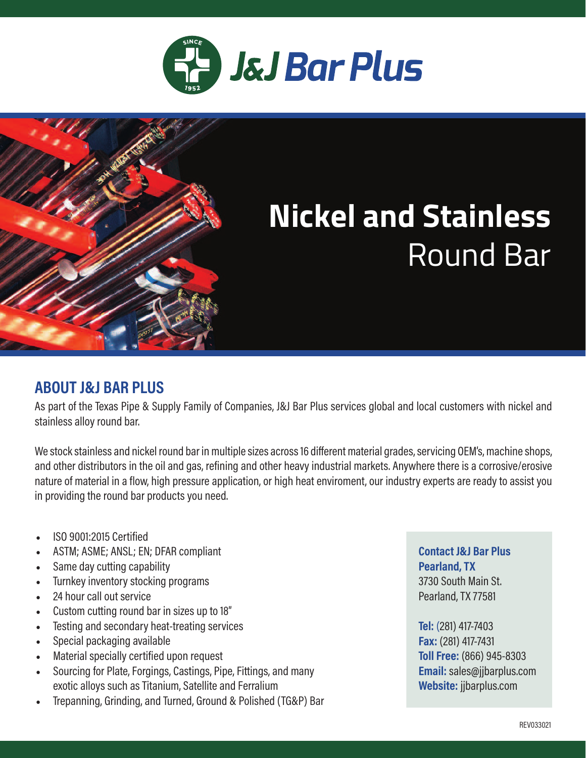J&J Bar Plus

SINCE 1952

# Nickel and Stainless Round Bar

## ABOUT J&J BAR PLUS

As part of the Texas Pipe & Supply Family of Companies, J&J Bar Plus services global and local customers with nickel and stainless alloy round bar.

We stock stainless and nickel round bar in multiple sizes across 16 different material grades, servicing OEM's, machine shops, and other distributors in the oil and gas, refining and other heavy industrial markets. Anywhere there is a corrosive/erosive nature of material in a flow, high pressure application, or high heat enviroment, our industry experts are ready to assist you in providing the round bar products you need.

- ISO 9001:2015 Certified
- ASTM; ASME; ANSL; EN; DFAR compliant
- Same day cutting capability
- Turnkey inventory stocking programs
- 24 hour call out service
- Custom cutting round bar in sizes up to 18"
- Testing and secondary heat-treating services
- Special packaging available
- Material specially certified upon request
- Sourcing for Plate, Forgings, Castings, Pipe, Fittings, and many exotic alloys such as Titanium, Satellite and Ferralium
- Trepanning, Grinding, and Turned, Ground & Polished (TG&P) Bar

**Contact J&J Bar Plus**
**Pearland, TX**
3730 South Main St.
Pearland, TX 77581

**Tel:** (281) 417-7403
**Fax:** (281) 417-7431
**Toll Free:** (866) 945-8303
**Email:** sales@jjbarplus.com
**Website:** jjbarplus.com

REV033021